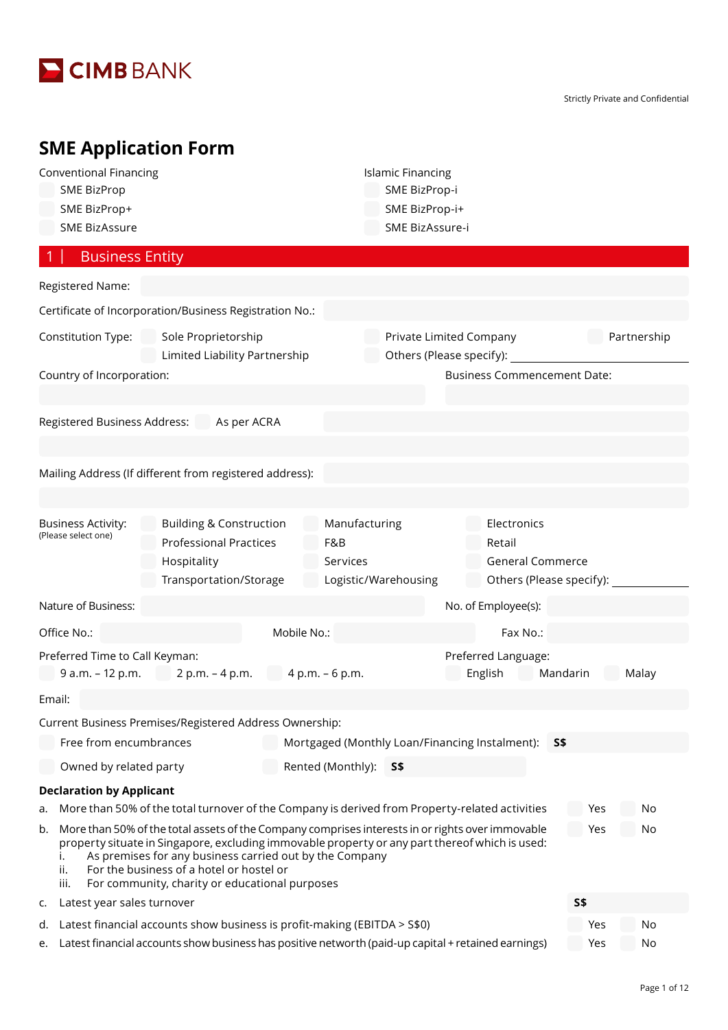CIMB BANK

Strictly Private and Confidential

# SME Application Form

**Conventional Financing**

- ☐ SME BizProp
- ☐ SME BizProp+
- ☐ SME BizAssure

**Islamic Financing**

- ☐ SME BizProp-i
- ☐ SME BizProp-i+
- ☐ SME BizAssure-i

## 1 | Business Entity

Registered Name:

Certificate of Incorporation/Business Registration No.:

Constitution Type: ☐ Sole Proprietorship ☐ Private Limited Company ☐ Partnership ☐ Limited Liability Partnership ☐ Others (Please specify): \_\_\_\_\_\_\_\_

Country of Incorporation:

Business Commencement Date:

Registered Business Address: ☐ As per ACRA

Mailing Address (If different from registered address):

Business Activity: (Please select one)

- ☐ Building & Construction
- ☐ Manufacturing
- ☐ Electronics
- ☐ Professional Practices
- ☐ F&B
- ☐ Retail
- ☐ Hospitality
- ☐ Services
- ☐ General Commerce
- ☐ Transportation/Storage
- ☐ Logistic/Warehousing
- ☐ Others (Please specify): \_\_\_\_\_\_\_\_

Nature of Business:

No. of Employee(s):

Office No.:

Mobile No.:

Fax No.:

Preferred Time to Call Keyman: ☐ 9 a.m. – 12 p.m. ☐ 2 p.m. – 4 p.m. ☐ 4 p.m. – 6 p.m.

Preferred Language: ☐ English ☐ Mandarin ☐ Malay

Email:

Current Business Premises/Registered Address Ownership:

- ☐ Free from encumbrances
- ☐ Mortgaged (Monthly Loan/Financing Instalment): S$
- ☐ Owned by related party
- ☐ Rented (Monthly): S$

**Declaration by Applicant**

a. More than 50% of the total turnover of the Company is derived from Property-related activities ☐ Yes ☐ No

b. More than 50% of the total assets of the Company comprises interests in or rights over immovable property situate in Singapore, excluding immovable property or any part thereof which is used: ☐ Yes ☐ No
   i. As premises for any business carried out by the Company
   ii. For the business of a hotel or hostel or
   iii. For community, charity or educational purposes

c. Latest year sales turnover S$

d. Latest financial accounts show business is profit-making (EBITDA > S$0) ☐ Yes ☐ No

e. Latest financial accounts show business has positive networth (paid-up capital + retained earnings) ☐ Yes ☐ No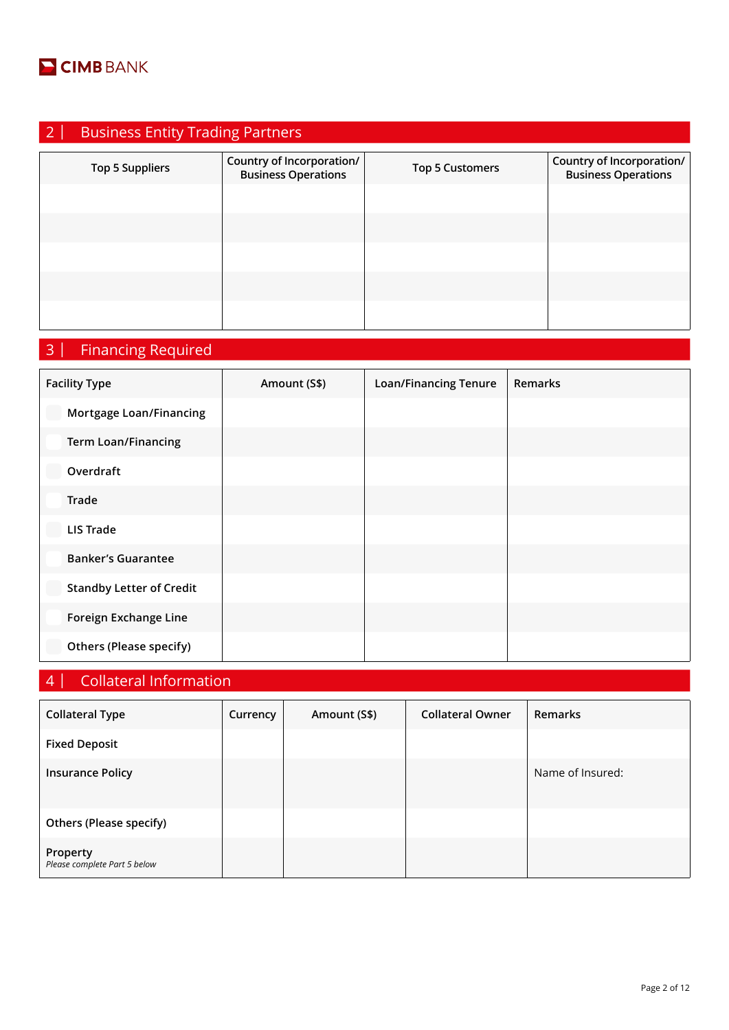## 2 | Business Entity Trading Partners

| Top 5 Suppliers | Country of Incorporation/ Business Operations | Top 5 Customers | Country of Incorporation/ Business Operations |
|---|---|---|---|
| | | | |
| | | | |
| | | | |
| | | | |
| | | | |

## 3 | Financing Required

| Facility Type | Amount (S$) | Loan/Financing Tenure | Remarks |
|---|---|---|---|
| Mortgage Loan/Financing | | | |
| Term Loan/Financing | | | |
| Overdraft | | | |
| Trade | | | |
| LIS Trade | | | |
| Banker's Guarantee | | | |
| Standby Letter of Credit | | | |
| Foreign Exchange Line | | | |
| Others (Please specify) | | | |

## 4 | Collateral Information

| Collateral Type | Currency | Amount (S$) | Collateral Owner | Remarks |
|---|---|---|---|---|
| Fixed Deposit | | | | |
| Insurance Policy | | | | Name of Insured: |
| Others (Please specify) | | | | |
| Property *Please complete Part 5 below* | | | | |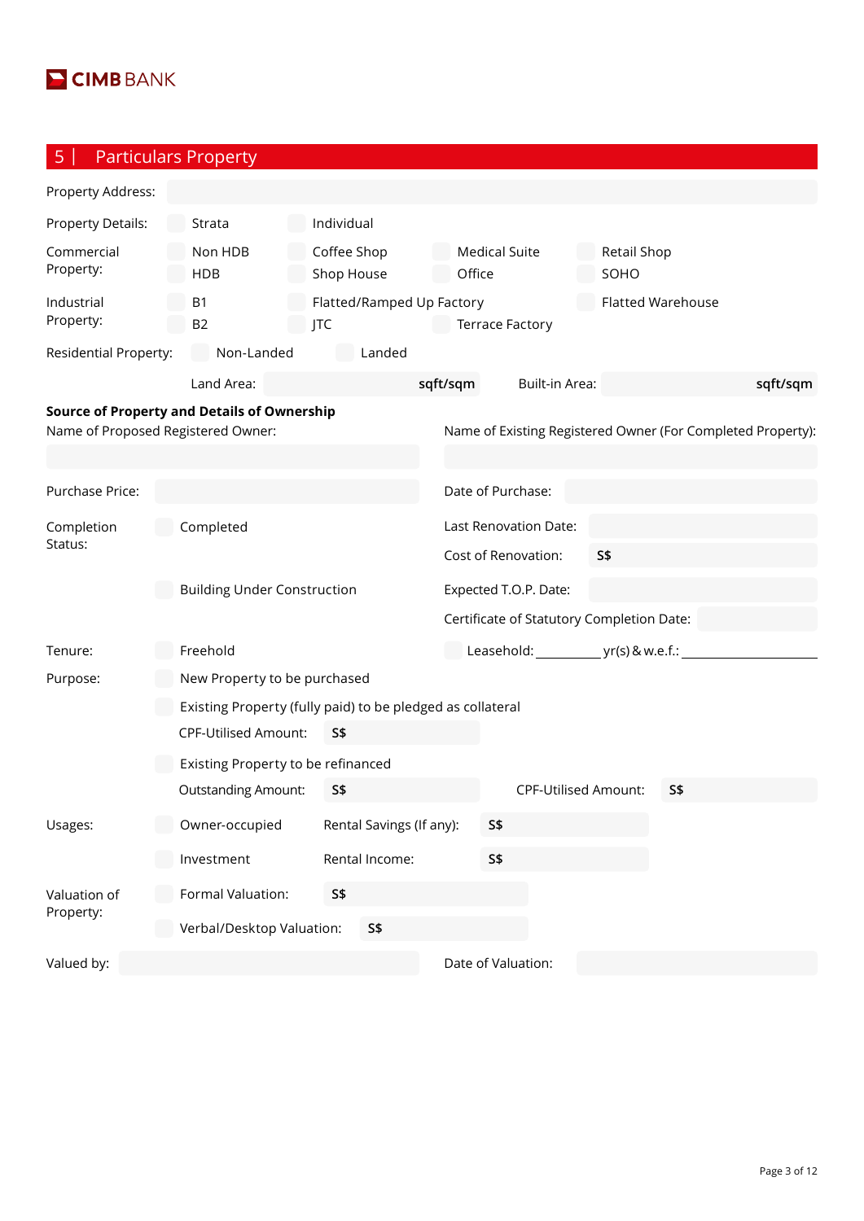CIMB BANK

## 5 | Particulars Property

Property Address:

Property Details: ☐ Strata ☐ Individual

Commercial Property: ☐ Non HDB ☐ HDB ☐ Coffee Shop ☐ Shop House ☐ Medical Suite ☐ Office ☐ Retail Shop ☐ SOHO

Industrial Property: ☐ B1 ☐ B2 ☐ Flatted/Ramped Up Factory ☐ JTC ☐ Terrace Factory ☐ Flatted Warehouse

Residential Property: ☐ Non-Landed ☐ Landed

Land Area: sqft/sqm Built-in Area: sqft/sqm

**Source of Property and Details of Ownership**

Name of Proposed Registered Owner:

Name of Existing Registered Owner (For Completed Property):

Purchase Price:

Date of Purchase:

Completion Status:

☐ Completed

Last Renovation Date:

Cost of Renovation: S$

☐ Building Under Construction

Expected T.O.P. Date:

Certificate of Statutory Completion Date:

Tenure: ☐ Freehold ☐ Leasehold: ________ yr(s) & w.e.f.: ________________

Purpose:

☐ New Property to be purchased

☐ Existing Property (fully paid) to be pledged as collateral

CPF-Utilised Amount: S$

☐ Existing Property to be refinanced

Outstanding Amount: S$ CPF-Utilised Amount: S$

Usages:

☐ Owner-occupied Rental Savings (If any): S$

☐ Investment Rental Income: S$

Valuation of Property:

☐ Formal Valuation: S$

☐ Verbal/Desktop Valuation: S$

Valued by:

Date of Valuation: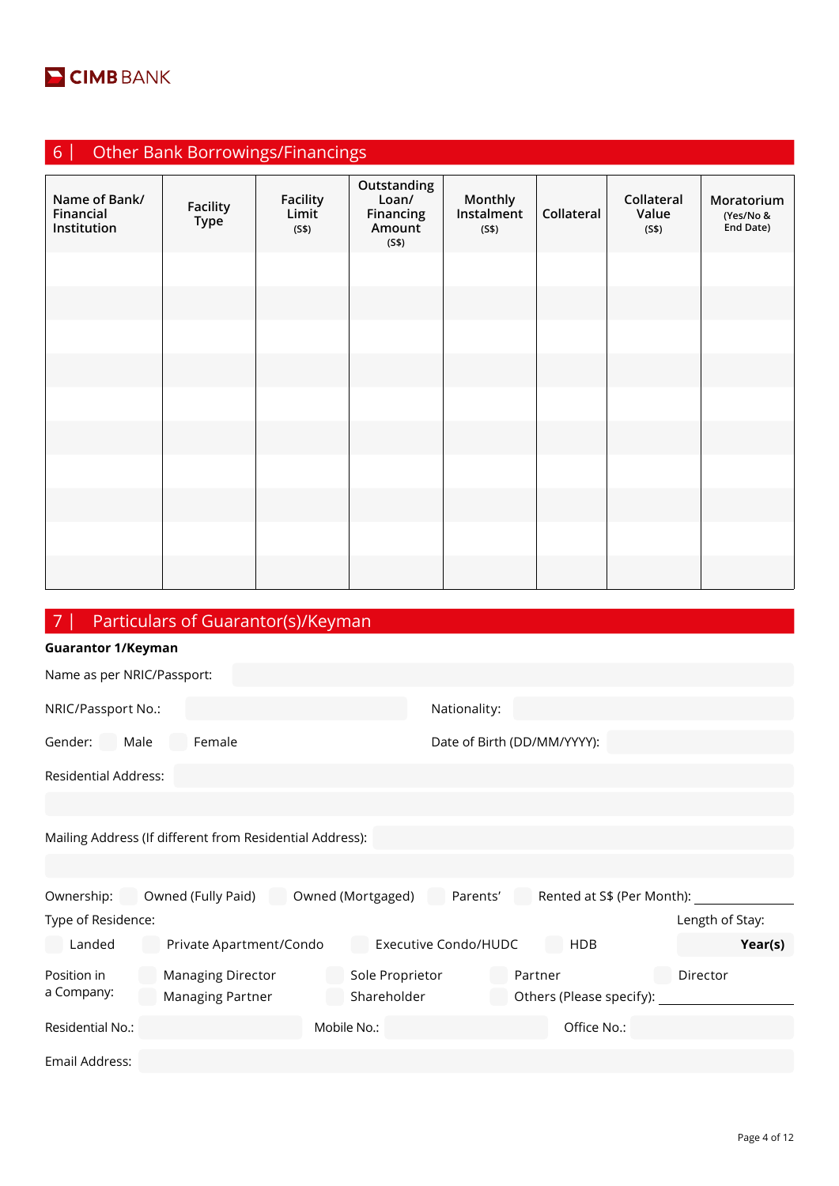## 6 | Other Bank Borrowings/Financings

| Name of Bank/ Financial Institution | Facility Type | Facility Limit (S$) | Outstanding Loan/ Financing Amount (S$) | Monthly Instalment (S$) | Collateral | Collateral Value (S$) | Moratorium (Yes/No & End Date) |
|---|---|---|---|---|---|---|---|
| | | | | | | | |
| | | | | | | | |
| | | | | | | | |
| | | | | | | | |
| | | | | | | | |
| | | | | | | | |
| | | | | | | | |
| | | | | | | | |
| | | | | | | | |
| | | | | | | | |

## 7 | Particulars of Guarantor(s)/Keyman

**Guarantor 1/Keyman**

Name as per NRIC/Passport:

NRIC/Passport No.: Nationality:

Gender: ☐ Male ☐ Female Date of Birth (DD/MM/YYYY):

Residential Address:

Mailing Address (If different from Residential Address):

Ownership: ☐ Owned (Fully Paid) ☐ Owned (Mortgaged) ☐ Parents' ☐ Rented at S$ (Per Month): ____________

Type of Residence: Length of Stay:

☐ Landed ☐ Private Apartment/Condo ☐ Executive Condo/HUDC ☐ HDB Year(s)

Position in a Company: ☐ Managing Director ☐ Sole Proprietor ☐ Partner ☐ Director ☐ Managing Partner ☐ Shareholder ☐ Others (Please specify): ____________

Residential No.: Mobile No.: Office No.:

Email Address: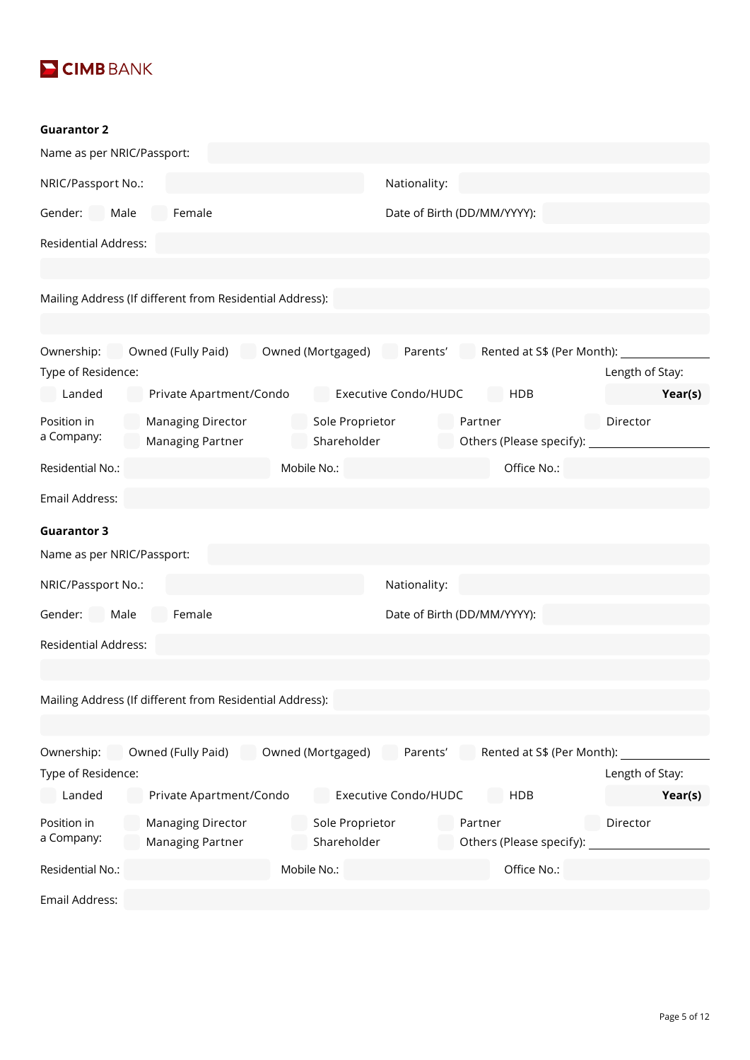**CIMB BANK**

**Guarantor 2**

Name as per NRIC/Passport:

NRIC/Passport No.: Nationality:

Gender: ☐ Male ☐ Female Date of Birth (DD/MM/YYYY):

Residential Address:

Mailing Address (If different from Residential Address):

Ownership: ☐ Owned (Fully Paid) ☐ Owned (Mortgaged) ☐ Parents' ☐ Rented at S$ (Per Month): ____________

Type of Residence: Length of Stay:

☐ Landed ☐ Private Apartment/Condo ☐ Executive Condo/HUDC ☐ HDB **Year(s)**

Position in a Company: ☐ Managing Director ☐ Sole Proprietor ☐ Partner ☐ Director ☐ Managing Partner ☐ Shareholder ☐ Others (Please specify): ____________

Residential No.: Mobile No.: Office No.:

Email Address:

**Guarantor 3**

Name as per NRIC/Passport:

NRIC/Passport No.: Nationality:

Gender: ☐ Male ☐ Female Date of Birth (DD/MM/YYYY):

Residential Address:

Mailing Address (If different from Residential Address):

Ownership: ☐ Owned (Fully Paid) ☐ Owned (Mortgaged) ☐ Parents' ☐ Rented at S$ (Per Month): ____________

Type of Residence: Length of Stay:

☐ Landed ☐ Private Apartment/Condo ☐ Executive Condo/HUDC ☐ HDB **Year(s)**

Position in a Company: ☐ Managing Director ☐ Sole Proprietor ☐ Partner ☐ Director ☐ Managing Partner ☐ Shareholder ☐ Others (Please specify): ____________

Residential No.: Mobile No.: Office No.:

Email Address: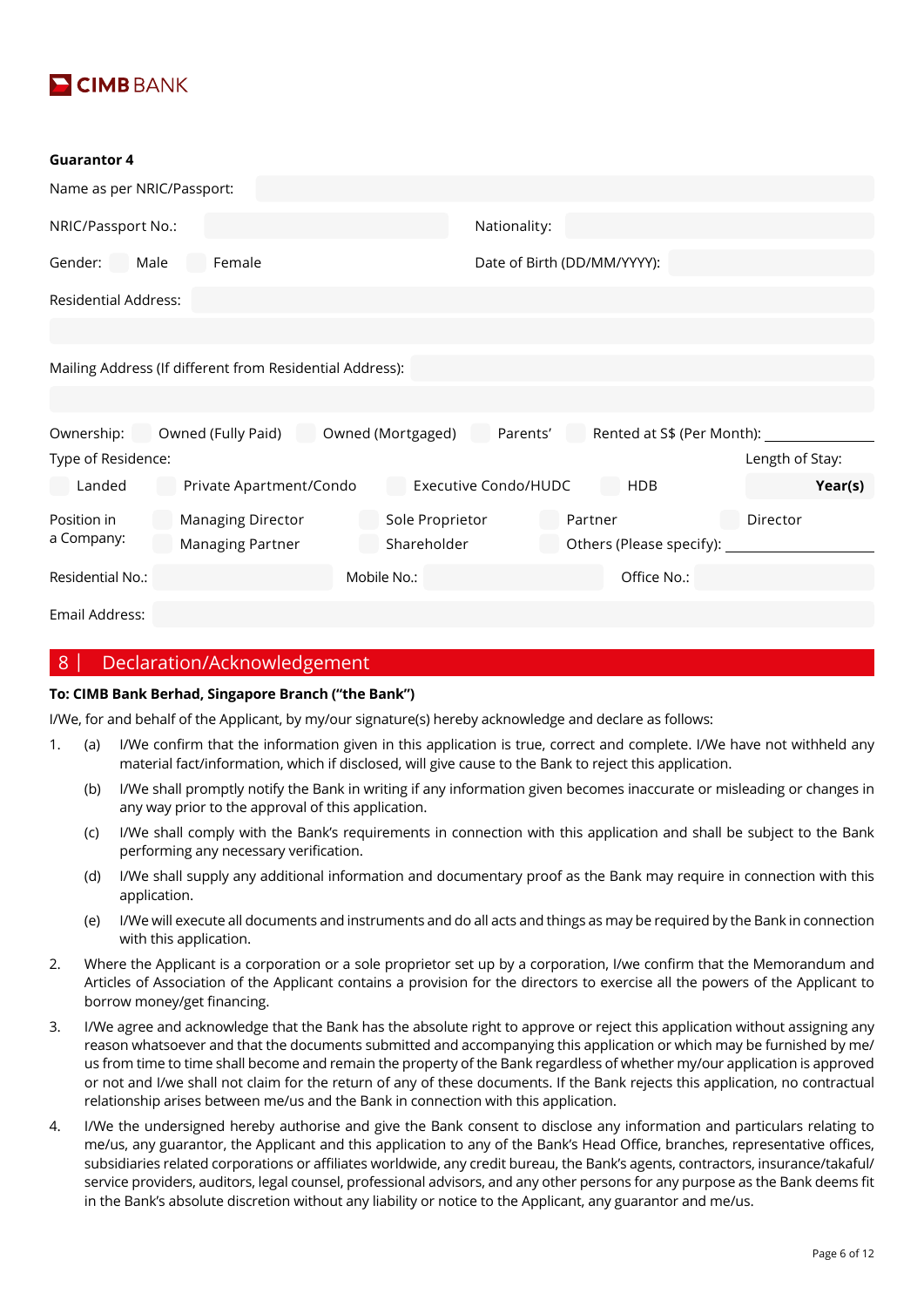**Guarantor 4**

Name as per NRIC/Passport:

NRIC/Passport No.: Nationality:

Gender: Male Female Date of Birth (DD/MM/YYYY):

Residential Address:

Mailing Address (If different from Residential Address):

Ownership: Owned (Fully Paid) Owned (Mortgaged) Parents' Rented at S$ (Per Month): ______________

Type of Residence: Length of Stay:

Landed Private Apartment/Condo Executive Condo/HUDC HDB **Year(s)**

Position in a Company: Managing Director Sole Proprietor Partner Director Managing Partner Shareholder Others (Please specify): ______________

Residential No.: Mobile No.: Office No.:

Email Address:

## 8 | Declaration/Acknowledgement

**To: CIMB Bank Berhad, Singapore Branch ("the Bank")**

I/We, for and behalf of the Applicant, by my/our signature(s) hereby acknowledge and declare as follows:

1. (a) I/We confirm that the information given in this application is true, correct and complete. I/We have not withheld any material fact/information, which if disclosed, will give cause to the Bank to reject this application.

   (b) I/We shall promptly notify the Bank in writing if any information given becomes inaccurate or misleading or changes in any way prior to the approval of this application.

   (c) I/We shall comply with the Bank's requirements in connection with this application and shall be subject to the Bank performing any necessary verification.

   (d) I/We shall supply any additional information and documentary proof as the Bank may require in connection with this application.

   (e) I/We will execute all documents and instruments and do all acts and things as may be required by the Bank in connection with this application.

2. Where the Applicant is a corporation or a sole proprietor set up by a corporation, I/we confirm that the Memorandum and Articles of Association of the Applicant contains a provision for the directors to exercise all the powers of the Applicant to borrow money/get financing.

3. I/We agree and acknowledge that the Bank has the absolute right to approve or reject this application without assigning any reason whatsoever and that the documents submitted and accompanying this application or which may be furnished by me/us from time to time shall become and remain the property of the Bank regardless of whether my/our application is approved or not and I/we shall not claim for the return of any of these documents. If the Bank rejects this application, no contractual relationship arises between me/us and the Bank in connection with this application.

4. I/We the undersigned hereby authorise and give the Bank consent to disclose any information and particulars relating to me/us, any guarantor, the Applicant and this application to any of the Bank's Head Office, branches, representative offices, subsidiaries related corporations or affiliates worldwide, any credit bureau, the Bank's agents, contractors, insurance/takaful/service providers, auditors, legal counsel, professional advisors, and any other persons for any purpose as the Bank deems fit in the Bank's absolute discretion without any liability or notice to the Applicant, any guarantor and me/us.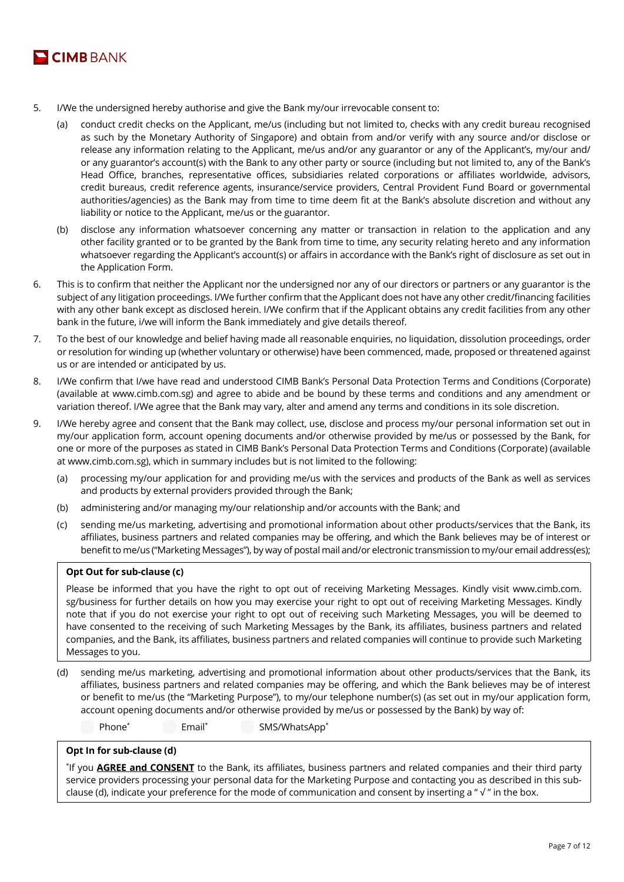5. I/We the undersigned hereby authorise and give the Bank my/our irrevocable consent to:

   (a) conduct credit checks on the Applicant, me/us (including but not limited to, checks with any credit bureau recognised as such by the Monetary Authority of Singapore) and obtain from and/or verify with any source and/or disclose or release any information relating to the Applicant, me/us and/or any guarantor or any of the Applicant's, my/our and/or any guarantor's account(s) with the Bank to any other party or source (including but not limited to, any of the Bank's Head Office, branches, representative offices, subsidiaries related corporations or affiliates worldwide, advisors, credit bureaus, credit reference agents, insurance/service providers, Central Provident Fund Board or governmental authorities/agencies) as the Bank may from time to time deem fit at the Bank's absolute discretion and without any liability or notice to the Applicant, me/us or the guarantor.

   (b) disclose any information whatsoever concerning any matter or transaction in relation to the application and any other facility granted or to be granted by the Bank from time to time, any security relating hereto and any information whatsoever regarding the Applicant's account(s) or affairs in accordance with the Bank's right of disclosure as set out in the Application Form.

6. This is to confirm that neither the Applicant nor the undersigned nor any of our directors or partners or any guarantor is the subject of any litigation proceedings. I/We further confirm that the Applicant does not have any other credit/financing facilities with any other bank except as disclosed herein. I/We confirm that if the Applicant obtains any credit facilities from any other bank in the future, i/we will inform the Bank immediately and give details thereof.

7. To the best of our knowledge and belief having made all reasonable enquiries, no liquidation, dissolution proceedings, order or resolution for winding up (whether voluntary or otherwise) have been commenced, made, proposed or threatened against us or are intended or anticipated by us.

8. I/We confirm that I/we have read and understood CIMB Bank's Personal Data Protection Terms and Conditions (Corporate) (available at www.cimb.com.sg) and agree to abide and be bound by these terms and conditions and any amendment or variation thereof. I/We agree that the Bank may vary, alter and amend any terms and conditions in its sole discretion.

9. I/We hereby agree and consent that the Bank may collect, use, disclose and process my/our personal information set out in my/our application form, account opening documents and/or otherwise provided by me/us or possessed by the Bank, for one or more of the purposes as stated in CIMB Bank's Personal Data Protection Terms and Conditions (Corporate) (available at www.cimb.com.sg), which in summary includes but is not limited to the following:

   (a) processing my/our application for and providing me/us with the services and products of the Bank as well as services and products by external providers provided through the Bank;

   (b) administering and/or managing my/our relationship and/or accounts with the Bank; and

   (c) sending me/us marketing, advertising and promotional information about other products/services that the Bank, its affiliates, business partners and related companies may be offering, and which the Bank believes may be of interest or benefit to me/us ("Marketing Messages"), by way of postal mail and/or electronic transmission to my/our email address(es);

   **Opt Out for sub-clause (c)**

   Please be informed that you have the right to opt out of receiving Marketing Messages. Kindly visit www.cimb.com.sg/business for further details on how you may exercise your right to opt out of receiving Marketing Messages. Kindly note that if you do not exercise your right to opt out of receiving such Marketing Messages, you will be deemed to have consented to the receiving of such Marketing Messages by the Bank, its affiliates, business partners and related companies, and the Bank, its affiliates, business partners and related companies will continue to provide such Marketing Messages to you.

   (d) sending me/us marketing, advertising and promotional information about other products/services that the Bank, its affiliates, business partners and related companies may be offering, and which the Bank believes may be of interest or benefit to me/us (the "Marketing Purpose"), to my/our telephone number(s) (as set out in my/our application form, account opening documents and/or otherwise provided by me/us or possessed by the Bank) by way of:

   ☐ Phone* ☐ Email* ☐ SMS/WhatsApp*

   **Opt In for sub-clause (d)**

   *If you **AGREE and CONSENT** to the Bank, its affiliates, business partners and related companies and their third party service providers processing your personal data for the Marketing Purpose and contacting you as described in this sub-clause (d), indicate your preference for the mode of communication and consent by inserting a " √ " in the box.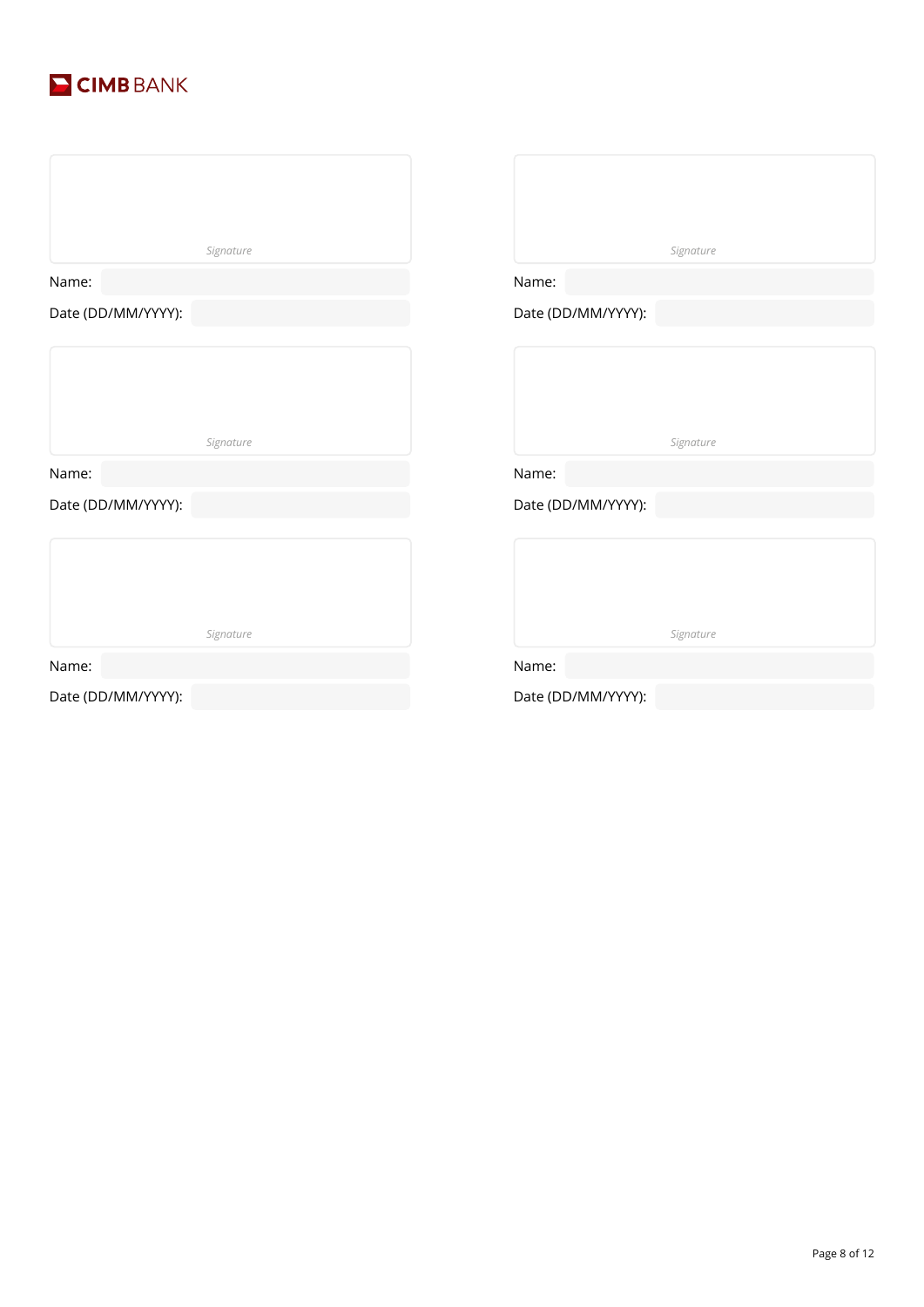Signature

Name:

Date (DD/MM/YYYY):

Signature

Name:

Date (DD/MM/YYYY):

Signature

Name:

Date (DD/MM/YYYY):

Signature

Name:

Date (DD/MM/YYYY):

Signature

Name:

Date (DD/MM/YYYY):

Signature

Name:

Date (DD/MM/YYYY):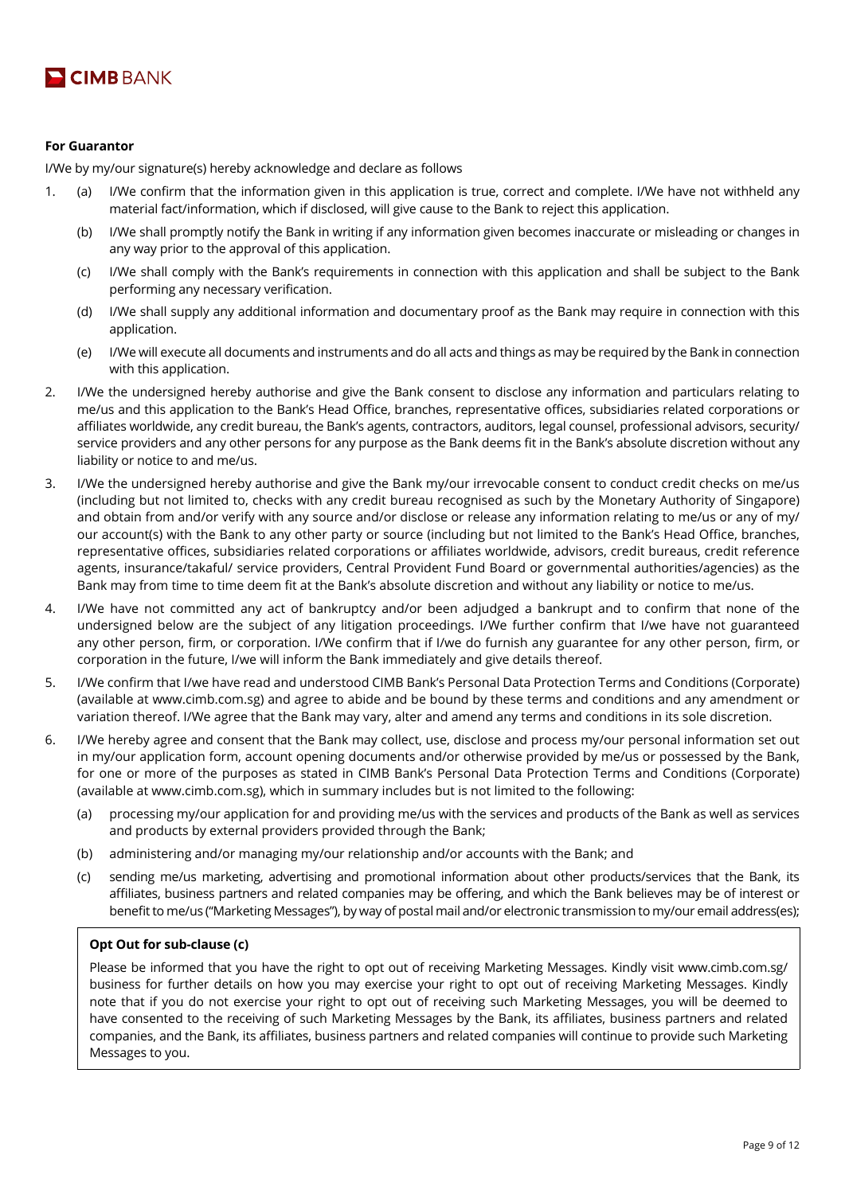**For Guarantor**

I/We by my/our signature(s) hereby acknowledge and declare as follows

1. (a) I/We confirm that the information given in this application is true, correct and complete. I/We have not withheld any material fact/information, which if disclosed, will give cause to the Bank to reject this application.

   (b) I/We shall promptly notify the Bank in writing if any information given becomes inaccurate or misleading or changes in any way prior to the approval of this application.

   (c) I/We shall comply with the Bank's requirements in connection with this application and shall be subject to the Bank performing any necessary verification.

   (d) I/We shall supply any additional information and documentary proof as the Bank may require in connection with this application.

   (e) I/We will execute all documents and instruments and do all acts and things as may be required by the Bank in connection with this application.

2. I/We the undersigned hereby authorise and give the Bank consent to disclose any information and particulars relating to me/us and this application to the Bank's Head Office, branches, representative offices, subsidiaries related corporations or affiliates worldwide, any credit bureau, the Bank's agents, contractors, auditors, legal counsel, professional advisors, security/ service providers and any other persons for any purpose as the Bank deems fit in the Bank's absolute discretion without any liability or notice to and me/us.

3. I/We the undersigned hereby authorise and give the Bank my/our irrevocable consent to conduct credit checks on me/us (including but not limited to, checks with any credit bureau recognised as such by the Monetary Authority of Singapore) and obtain from and/or verify with any source and/or disclose or release any information relating to me/us or any of my/ our account(s) with the Bank to any other party or source (including but not limited to the Bank's Head Office, branches, representative offices, subsidiaries related corporations or affiliates worldwide, advisors, credit bureaus, credit reference agents, insurance/takaful/ service providers, Central Provident Fund Board or governmental authorities/agencies) as the Bank may from time to time deem fit at the Bank's absolute discretion and without any liability or notice to me/us.

4. I/We have not committed any act of bankruptcy and/or been adjudged a bankrupt and to confirm that none of the undersigned below are the subject of any litigation proceedings. I/We further confirm that I/we have not guaranteed any other person, firm, or corporation. I/We confirm that if I/we do furnish any guarantee for any other person, firm, or corporation in the future, I/we will inform the Bank immediately and give details thereof.

5. I/We confirm that I/we have read and understood CIMB Bank's Personal Data Protection Terms and Conditions (Corporate) (available at www.cimb.com.sg) and agree to abide and be bound by these terms and conditions and any amendment or variation thereof. I/We agree that the Bank may vary, alter and amend any terms and conditions in its sole discretion.

6. I/We hereby agree and consent that the Bank may collect, use, disclose and process my/our personal information set out in my/our application form, account opening documents and/or otherwise provided by me/us or possessed by the Bank, for one or more of the purposes as stated in CIMB Bank's Personal Data Protection Terms and Conditions (Corporate) (available at www.cimb.com.sg), which in summary includes but is not limited to the following:

   (a) processing my/our application for and providing me/us with the services and products of the Bank as well as services and products by external providers provided through the Bank;

   (b) administering and/or managing my/our relationship and/or accounts with the Bank; and

   (c) sending me/us marketing, advertising and promotional information about other products/services that the Bank, its affiliates, business partners and related companies may be offering, and which the Bank believes may be of interest or benefit to me/us ("Marketing Messages"), by way of postal mail and/or electronic transmission to my/our email address(es);

**Opt Out for sub-clause (c)**

Please be informed that you have the right to opt out of receiving Marketing Messages. Kindly visit www.cimb.com.sg/ business for further details on how you may exercise your right to opt out of receiving Marketing Messages. Kindly note that if you do not exercise your right to opt out of receiving such Marketing Messages, you will be deemed to have consented to the receiving of such Marketing Messages by the Bank, its affiliates, business partners and related companies, and the Bank, its affiliates, business partners and related companies will continue to provide such Marketing Messages to you.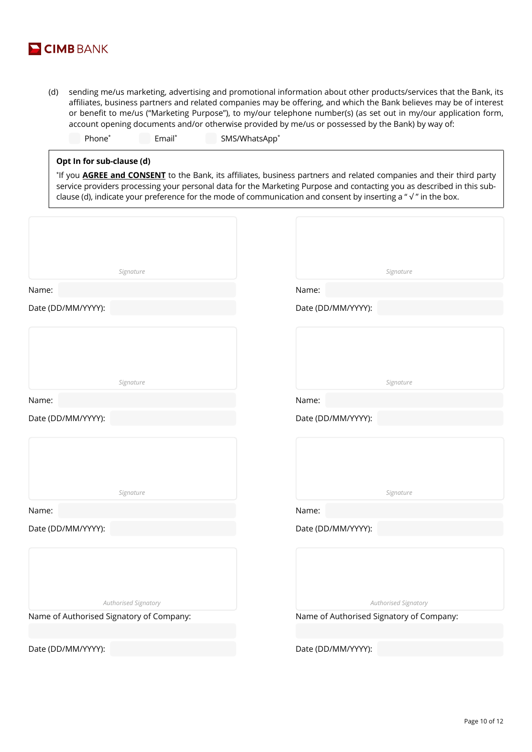(d) sending me/us marketing, advertising and promotional information about other products/services that the Bank, its affiliates, business partners and related companies may be offering, and which the Bank believes may be of interest or benefit to me/us ("Marketing Purpose"), to my/our telephone number(s) (as set out in my/our application form, account opening documents and/or otherwise provided by me/us or possessed by the Bank) by way of:

☐ Phone* ☐ Email* ☐ SMS/WhatsApp*

**Opt In for sub-clause (d)**

*If you **AGREE and CONSENT** to the Bank, its affiliates, business partners and related companies and their third party service providers processing your personal data for the Marketing Purpose and contacting you as described in this sub-clause (d), indicate your preference for the mode of communication and consent by inserting a " √ " in the box.

| | |
|---|---|
| *Signature* | *Signature* |
| Name: | Name: |
| Date (DD/MM/YYYY): | Date (DD/MM/YYYY): |
| *Signature* | *Signature* |
| Name: | Name: |
| Date (DD/MM/YYYY): | Date (DD/MM/YYYY): |
| *Signature* | *Signature* |
| Name: | Name: |
| Date (DD/MM/YYYY): | Date (DD/MM/YYYY): |
| *Authorised Signatory* | *Authorised Signatory* |
| Name of Authorised Signatory of Company: | Name of Authorised Signatory of Company: |
| Date (DD/MM/YYYY): | Date (DD/MM/YYYY): |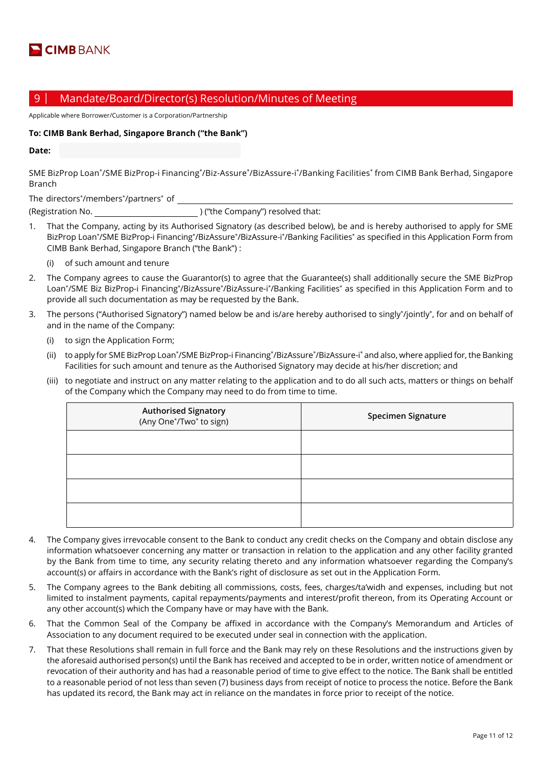CIMB BANK

## 9 | Mandate/Board/Director(s) Resolution/Minutes of Meeting

Applicable where Borrower/Customer is a Corporation/Partnership

**To: CIMB Bank Berhad, Singapore Branch ("the Bank")**

**Date:**

SME BizProp Loan*/SME BizProp-i Financing*/Biz-Assure*/BizAssure-i*/Banking Facilities* from CIMB Bank Berhad, Singapore Branch

The directors*/members*/partners* of ______________________________

(Registration No. ______________________ ) ("the Company") resolved that:

1. That the Company, acting by its Authorised Signatory (as described below), be and is hereby authorised to apply for SME BizProp Loan*/SME BizProp-i Financing*/BizAssure*/BizAssure-i*/Banking Facilities* as specified in this Application Form from CIMB Bank Berhad, Singapore Branch ("the Bank") :
   (i) of such amount and tenure
2. The Company agrees to cause the Guarantor(s) to agree that the Guarantee(s) shall additionally secure the SME BizProp Loan*/SME Biz BizProp-i Financing*/BizAssure*/BizAssure-i*/Banking Facilities* as specified in this Application Form and to provide all such documentation as may be requested by the Bank.
3. The persons ("Authorised Signatory") named below be and is/are hereby authorised to singly*/jointly*, for and on behalf of and in the name of the Company:
   (i) to sign the Application Form;
   (ii) to apply for SME BizProp Loan*/SME BizProp-i Financing*/BizAssure*/BizAssure-i* and also, where applied for, the Banking Facilities for such amount and tenure as the Authorised Signatory may decide at his/her discretion; and
   (iii) to negotiate and instruct on any matter relating to the application and to do all such acts, matters or things on behalf of the Company which the Company may need to do from time to time.

| Authorised Signatory (Any One*/Two* to sign) | Specimen Signature |
|---|---|
| | |
| | |
| | |
| | |

4. The Company gives irrevocable consent to the Bank to conduct any credit checks on the Company and obtain disclose any information whatsoever concerning any matter or transaction in relation to the application and any other facility granted by the Bank from time to time, any security relating thereto and any information whatsoever regarding the Company's account(s) or affairs in accordance with the Bank's right of disclosure as set out in the Application Form.
5. The Company agrees to the Bank debiting all commissions, costs, fees, charges/ta'widh and expenses, including but not limited to instalment payments, capital repayments/payments and interest/profit thereon, from its Operating Account or any other account(s) which the Company have or may have with the Bank.
6. That the Common Seal of the Company be affixed in accordance with the Company's Memorandum and Articles of Association to any document required to be executed under seal in connection with the application.
7. That these Resolutions shall remain in full force and the Bank may rely on these Resolutions and the instructions given by the aforesaid authorised person(s) until the Bank has received and accepted to be in order, written notice of amendment or revocation of their authority and has had a reasonable period of time to give effect to the notice. The Bank shall be entitled to a reasonable period of not less than seven (7) business days from receipt of notice to process the notice. Before the Bank has updated its record, the Bank may act in reliance on the mandates in force prior to receipt of the notice.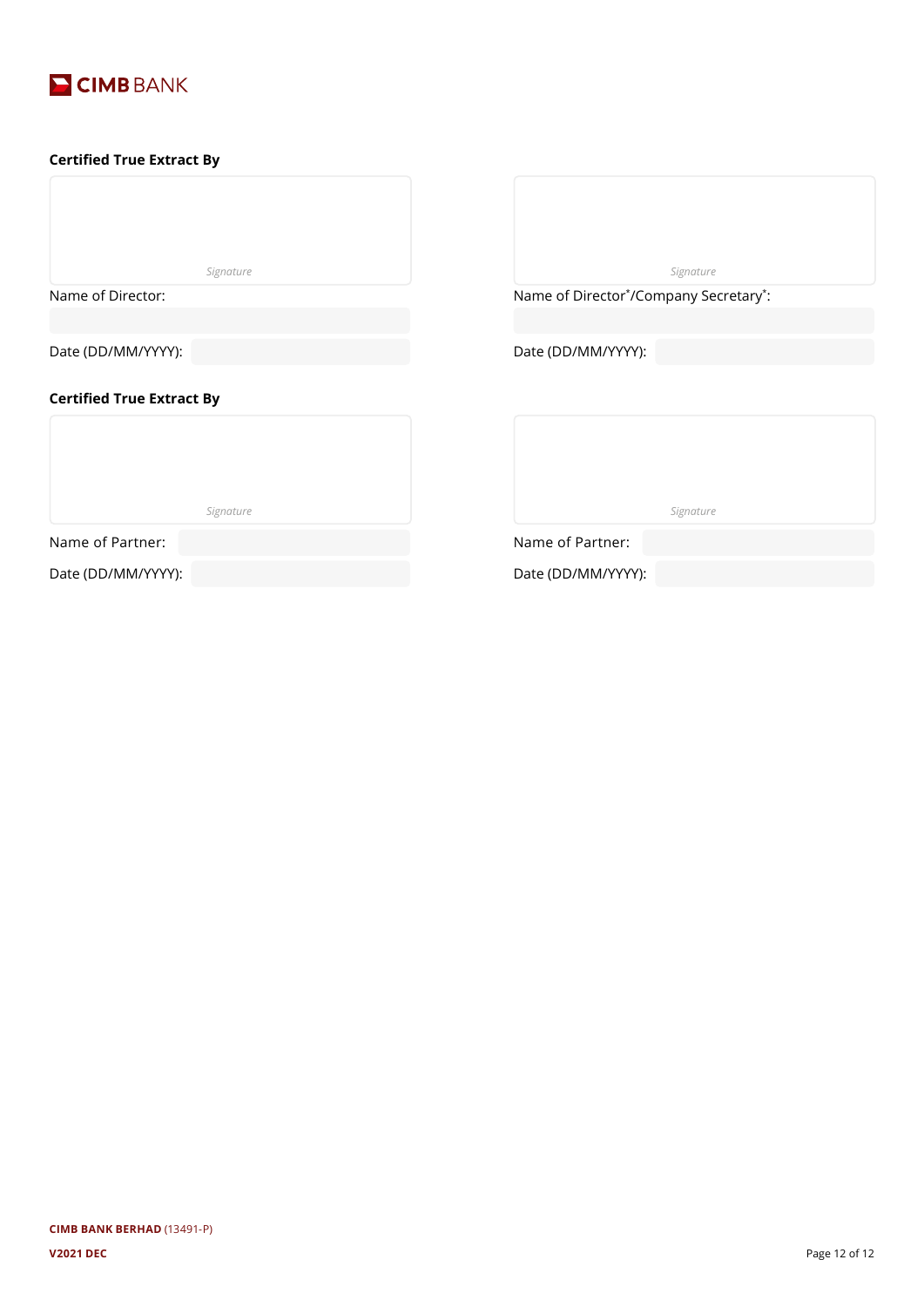**Certified True Extract By**

Signature

Name of Director:

Date (DD/MM/YYYY):

Signature

Name of Director*/Company Secretary*:

Date (DD/MM/YYYY):

**Certified True Extract By**

Signature

Name of Partner:

Date (DD/MM/YYYY):

Signature

Name of Partner:

Date (DD/MM/YYYY):

**CIMB BANK BERHAD** (13491-P)

**V2021 DEC**